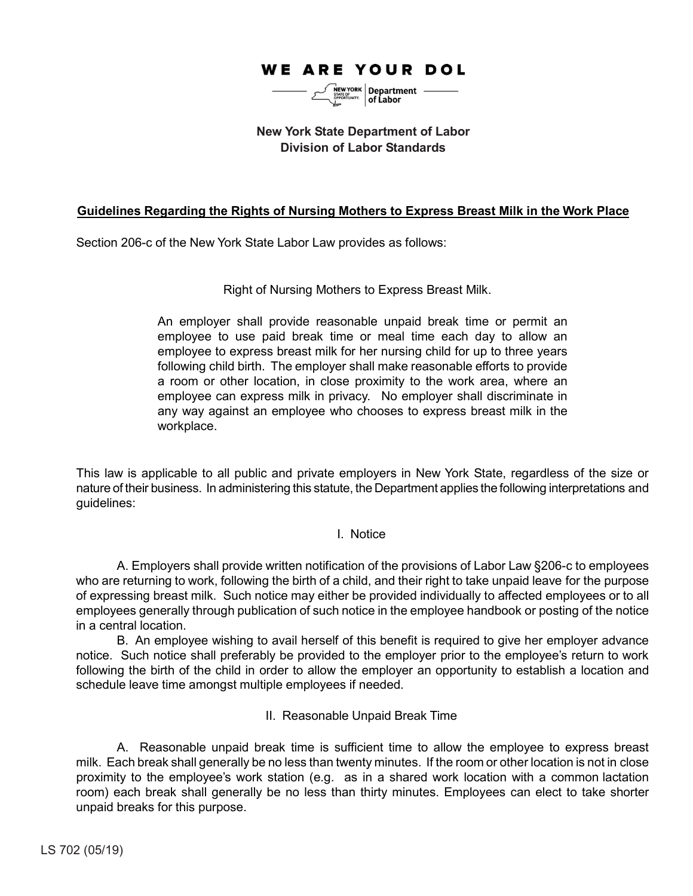**WE ARE YOUR DOL**

NEW YORK STATE OF OPPORTUNITY. | Department of Labor

**New York State Department of Labor**
**Division of Labor Standards**

# Guidelines Regarding the Rights of Nursing Mothers to Express Breast Milk in the Work Place

Section 206-c of the New York State Labor Law provides as follows:

Right of Nursing Mothers to Express Breast Milk.

> An employer shall provide reasonable unpaid break time or permit an employee to use paid break time or meal time each day to allow an employee to express breast milk for her nursing child for up to three years following child birth. The employer shall make reasonable efforts to provide a room or other location, in close proximity to the work area, where an employee can express milk in privacy. No employer shall discriminate in any way against an employee who chooses to express breast milk in the workplace.

This law is applicable to all public and private employers in New York State, regardless of the size or nature of their business. In administering this statute, the Department applies the following interpretations and guidelines:

## I. Notice

A. Employers shall provide written notification of the provisions of Labor Law §206-c to employees who are returning to work, following the birth of a child, and their right to take unpaid leave for the purpose of expressing breast milk. Such notice may either be provided individually to affected employees or to all employees generally through publication of such notice in the employee handbook or posting of the notice in a central location.

B. An employee wishing to avail herself of this benefit is required to give her employer advance notice. Such notice shall preferably be provided to the employer prior to the employee's return to work following the birth of the child in order to allow the employer an opportunity to establish a location and schedule leave time amongst multiple employees if needed.

## II. Reasonable Unpaid Break Time

A. Reasonable unpaid break time is sufficient time to allow the employee to express breast milk. Each break shall generally be no less than twenty minutes. If the room or other location is not in close proximity to the employee's work station (e.g. as in a shared work location with a common lactation room) each break shall generally be no less than thirty minutes. Employees can elect to take shorter unpaid breaks for this purpose.

LS 702 (05/19)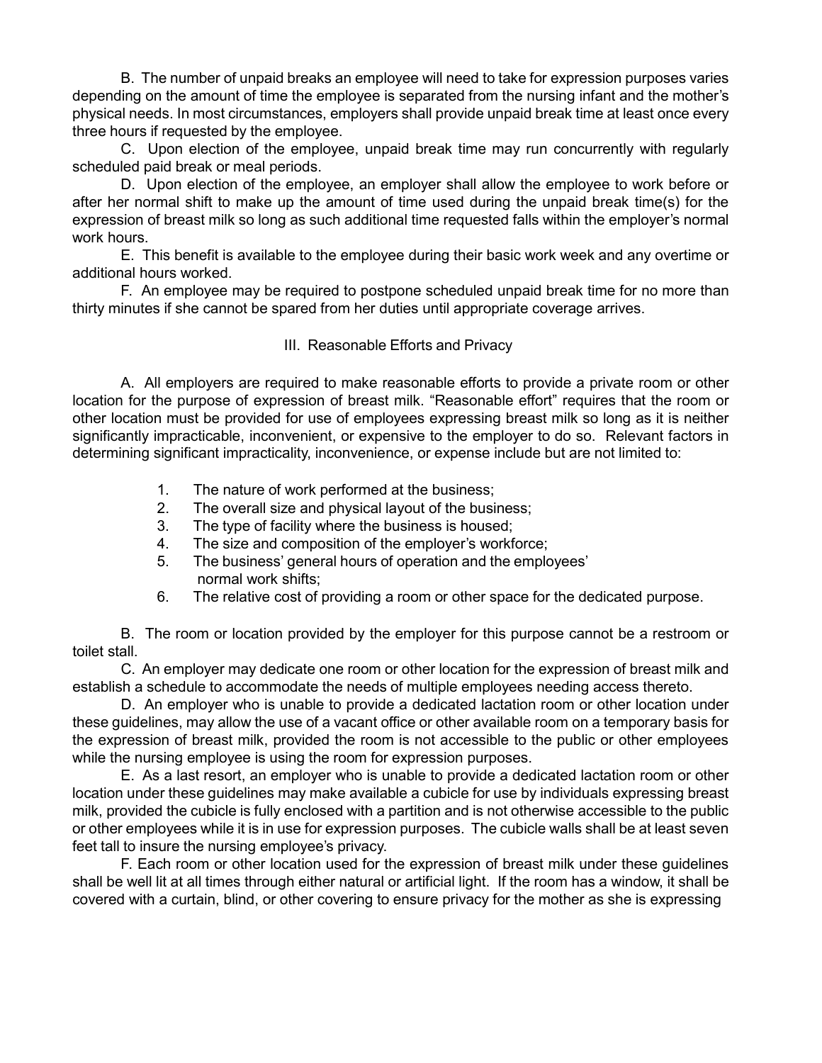B. The number of unpaid breaks an employee will need to take for expression purposes varies depending on the amount of time the employee is separated from the nursing infant and the mother's physical needs. In most circumstances, employers shall provide unpaid break time at least once every three hours if requested by the employee.

C. Upon election of the employee, unpaid break time may run concurrently with regularly scheduled paid break or meal periods.

D. Upon election of the employee, an employer shall allow the employee to work before or after her normal shift to make up the amount of time used during the unpaid break time(s) for the expression of breast milk so long as such additional time requested falls within the employer's normal work hours.

E. This benefit is available to the employee during their basic work week and any overtime or additional hours worked.

F. An employee may be required to postpone scheduled unpaid break time for no more than thirty minutes if she cannot be spared from her duties until appropriate coverage arrives.

## III. Reasonable Efforts and Privacy

A. All employers are required to make reasonable efforts to provide a private room or other location for the purpose of expression of breast milk. "Reasonable effort" requires that the room or other location must be provided for use of employees expressing breast milk so long as it is neither significantly impracticable, inconvenient, or expensive to the employer to do so. Relevant factors in determining significant impracticality, inconvenience, or expense include but are not limited to:

1. The nature of work performed at the business;
2. The overall size and physical layout of the business;
3. The type of facility where the business is housed;
4. The size and composition of the employer's workforce;
5. The business' general hours of operation and the employees' normal work shifts;
6. The relative cost of providing a room or other space for the dedicated purpose.

B. The room or location provided by the employer for this purpose cannot be a restroom or toilet stall.

C. An employer may dedicate one room or other location for the expression of breast milk and establish a schedule to accommodate the needs of multiple employees needing access thereto.

D. An employer who is unable to provide a dedicated lactation room or other location under these guidelines, may allow the use of a vacant office or other available room on a temporary basis for the expression of breast milk, provided the room is not accessible to the public or other employees while the nursing employee is using the room for expression purposes.

E. As a last resort, an employer who is unable to provide a dedicated lactation room or other location under these guidelines may make available a cubicle for use by individuals expressing breast milk, provided the cubicle is fully enclosed with a partition and is not otherwise accessible to the public or other employees while it is in use for expression purposes. The cubicle walls shall be at least seven feet tall to insure the nursing employee's privacy.

F. Each room or other location used for the expression of breast milk under these guidelines shall be well lit at all times through either natural or artificial light. If the room has a window, it shall be covered with a curtain, blind, or other covering to ensure privacy for the mother as she is expressing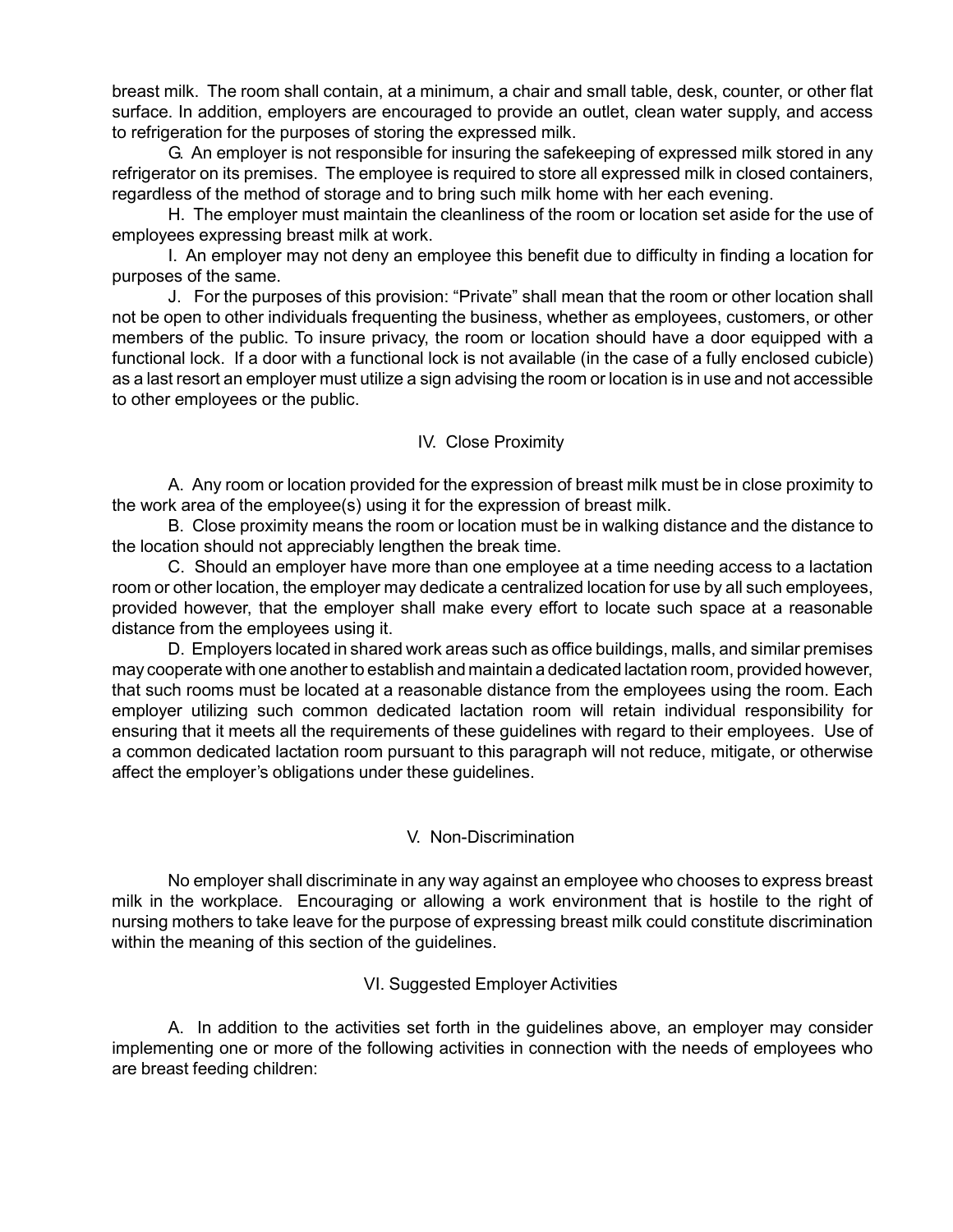breast milk. The room shall contain, at a minimum, a chair and small table, desk, counter, or other flat surface. In addition, employers are encouraged to provide an outlet, clean water supply, and access to refrigeration for the purposes of storing the expressed milk.

G. An employer is not responsible for insuring the safekeeping of expressed milk stored in any refrigerator on its premises. The employee is required to store all expressed milk in closed containers, regardless of the method of storage and to bring such milk home with her each evening.

H. The employer must maintain the cleanliness of the room or location set aside for the use of employees expressing breast milk at work.

I. An employer may not deny an employee this benefit due to difficulty in finding a location for purposes of the same.

J. For the purposes of this provision: "Private" shall mean that the room or other location shall not be open to other individuals frequenting the business, whether as employees, customers, or other members of the public. To insure privacy, the room or location should have a door equipped with a functional lock. If a door with a functional lock is not available (in the case of a fully enclosed cubicle) as a last resort an employer must utilize a sign advising the room or location is in use and not accessible to other employees or the public.

## IV. Close Proximity

A. Any room or location provided for the expression of breast milk must be in close proximity to the work area of the employee(s) using it for the expression of breast milk.

B. Close proximity means the room or location must be in walking distance and the distance to the location should not appreciably lengthen the break time.

C. Should an employer have more than one employee at a time needing access to a lactation room or other location, the employer may dedicate a centralized location for use by all such employees, provided however, that the employer shall make every effort to locate such space at a reasonable distance from the employees using it.

D. Employers located in shared work areas such as office buildings, malls, and similar premises may cooperate with one another to establish and maintain a dedicated lactation room, provided however, that such rooms must be located at a reasonable distance from the employees using the room. Each employer utilizing such common dedicated lactation room will retain individual responsibility for ensuring that it meets all the requirements of these guidelines with regard to their employees. Use of a common dedicated lactation room pursuant to this paragraph will not reduce, mitigate, or otherwise affect the employer's obligations under these guidelines.

## V. Non-Discrimination

No employer shall discriminate in any way against an employee who chooses to express breast milk in the workplace. Encouraging or allowing a work environment that is hostile to the right of nursing mothers to take leave for the purpose of expressing breast milk could constitute discrimination within the meaning of this section of the guidelines.

## VI. Suggested Employer Activities

A. In addition to the activities set forth in the guidelines above, an employer may consider implementing one or more of the following activities in connection with the needs of employees who are breast feeding children: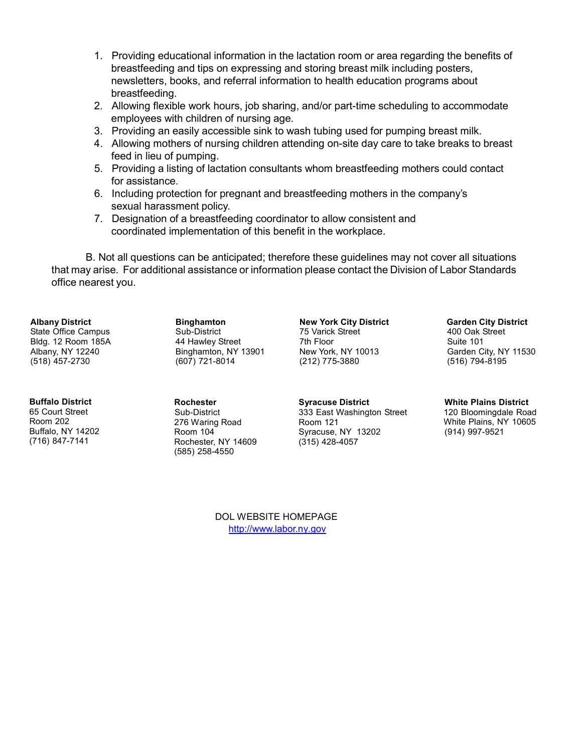1. Providing educational information in the lactation room or area regarding the benefits of breastfeeding and tips on expressing and storing breast milk including posters, newsletters, books, and referral information to health education programs about breastfeeding.
2. Allowing flexible work hours, job sharing, and/or part-time scheduling to accommodate employees with children of nursing age.
3. Providing an easily accessible sink to wash tubing used for pumping breast milk.
4. Allowing mothers of nursing children attending on-site day care to take breaks to breast feed in lieu of pumping.
5. Providing a listing of lactation consultants whom breastfeeding mothers could contact for assistance.
6. Including protection for pregnant and breastfeeding mothers in the company's sexual harassment policy.
7. Designation of a breastfeeding coordinator to allow consistent and coordinated implementation of this benefit in the workplace.

B. Not all questions can be anticipated; therefore these guidelines may not cover all situations that may arise. For additional assistance or information please contact the Division of Labor Standards office nearest you.

**Albany District**
State Office Campus
Bldg. 12 Room 185A
Albany, NY 12240
(518) 457-2730

**Binghamton**
Sub-District
44 Hawley Street
Binghamton, NY 13901
(607) 721-8014

**New York City District**
75 Varick Street
7th Floor
New York, NY 10013
(212) 775-3880

**Garden City District**
400 Oak Street
Suite 101
Garden City, NY 11530
(516) 794-8195

**Buffalo District**
65 Court Street
Room 202
Buffalo, NY 14202
(716) 847-7141

**Rochester**
Sub-District
276 Waring Road
Room 104
Rochester, NY 14609
(585) 258-4550

**Syracuse District**
333 East Washington Street
Room 121
Syracuse, NY 13202
(315) 428-4057

**White Plains District**
120 Bloomingdale Road
White Plains, NY 10605
(914) 997-9521

DOL WEBSITE HOMEPAGE
http://www.labor.ny.gov